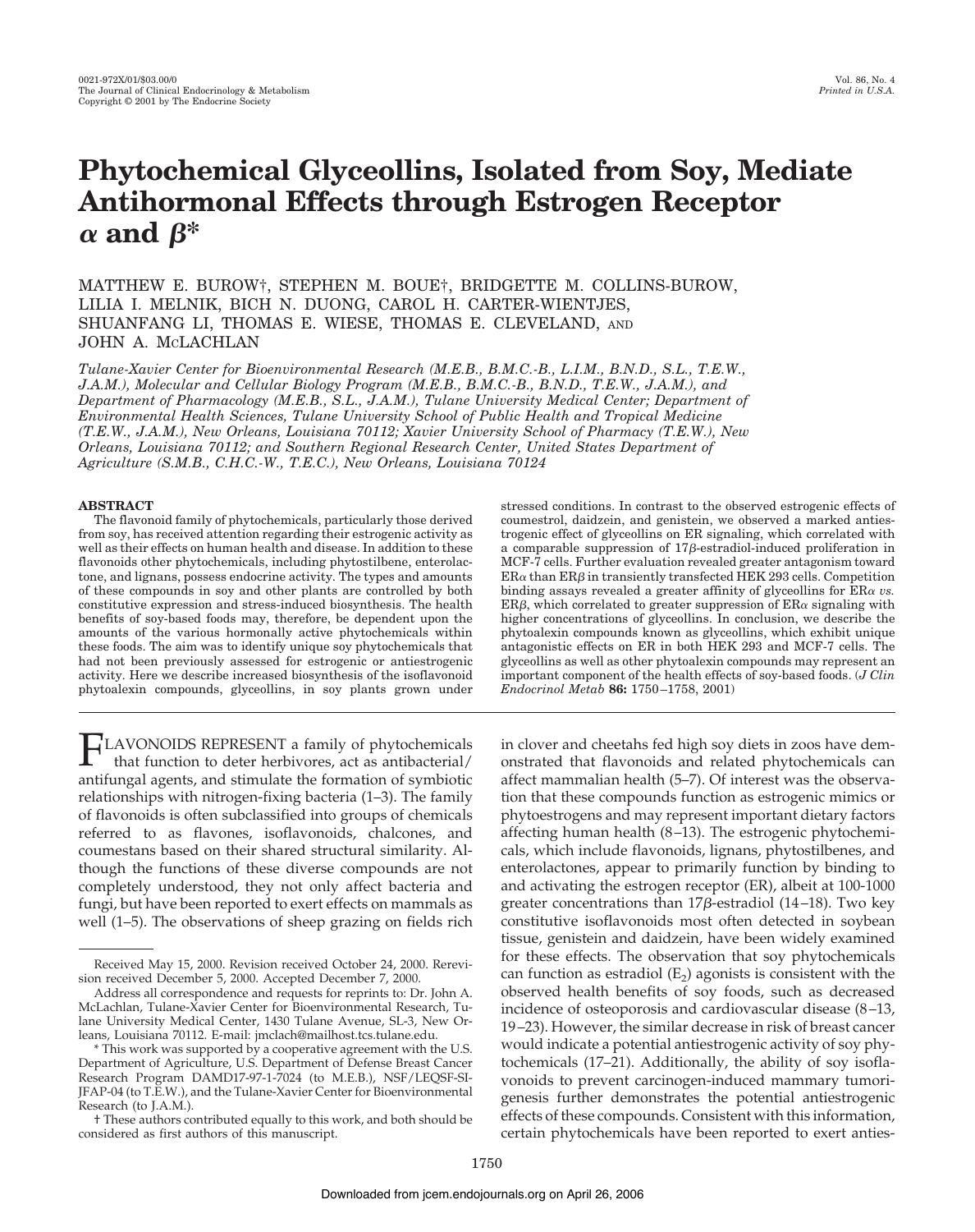# Phytochemical Glyceollins, Isolated from Soy, Mediate Antihormonal Effects through Estrogen Receptor $\alpha$ and $\beta$*

MATTHEW E. BUROW†, STEPHEN M. BOUE†, BRIDGETTE M. COLLINS-BUROW, LILIA I. MELNIK, BICH N. DUONG, CAROL H. CARTER-WIENTJES, SHUANFANG LI, THOMAS E. WIESE, THOMAS E. CLEVELAND, AND JOHN A. McLACHLAN

*Tulane-Xavier Center for Bioenvironmental Research (M.E.B., B.M.C.-B., L.I.M., B.N.D., S.L., T.E.W., J.A.M.), Molecular and Cellular Biology Program (M.E.B., B.M.C.-B., B.N.D., T.E.W., J.A.M.), and Department of Pharmacology (M.E.B., S.L., J.A.M.), Tulane University Medical Center; Department of Environmental Health Sciences, Tulane University School of Public Health and Tropical Medicine (T.E.W., J.A.M.), New Orleans, Louisiana 70112; Xavier University School of Pharmacy (T.E.W.), New Orleans, Louisiana 70112; and Southern Regional Research Center, United States Department of Agriculture (S.M.B., C.H.C.-W., T.E.C.), New Orleans, Louisiana 70124*

## ABSTRACT

The flavonoid family of phytochemicals, particularly those derived from soy, has received attention regarding their estrogenic activity as well as their effects on human health and disease. In addition to these flavonoids other phytochemicals, including phytostilbene, enterolactone, and lignans, possess endocrine activity. The types and amounts of these compounds in soy and other plants are controlled by both constitutive expression and stress-induced biosynthesis. The health benefits of soy-based foods may, therefore, be dependent upon the amounts of the various hormonally active phytochemicals within these foods. The aim was to identify unique soy phytochemicals that had not been previously assessed for estrogenic or antiestrogenic activity. Here we describe increased biosynthesis of the isoflavonoid phytoalexin compounds, glyceollins, in soy plants grown under stressed conditions. In contrast to the observed estrogenic effects of coumestrol, daidzein, and genistein, we observed a marked antiestrogenic effect of glyceollins on ER signaling, which correlated with a comparable suppression of 17$\beta$-estradiol-induced proliferation in MCF-7 cells. Further evaluation revealed greater antagonism toward ER$\alpha$ than ER$\beta$ in transiently transfected HEK 293 cells. Competition binding assays revealed a greater affinity of glyceollins for ER$\alpha$ *vs.* ER$\beta$, which correlated to greater suppression of ER$\alpha$ signaling with higher concentrations of glyceollins. In conclusion, we describe the phytoalexin compounds known as glyceollins, which exhibit unique antagonistic effects on ER in both HEK 293 and MCF-7 cells. The glyceollins as well as other phytoalexin compounds may represent an important component of the health effects of soy-based foods. (*J Clin Endocrinol Metab* **86:** 1750–1758, 2001)

FLAVONOIDS REPRESENT a family of phytochemicals that function to deter herbivores, act as antibacterial/antifungal agents, and stimulate the formation of symbiotic relationships with nitrogen-fixing bacteria (1–3). The family of flavonoids is often subclassified into groups of chemicals referred to as flavones, isoflavonoids, chalcones, and coumestans based on their shared structural similarity. Although the functions of these diverse compounds are not completely understood, they not only affect bacteria and fungi, but have been reported to exert effects on mammals as well (1–5). The observations of sheep grazing on fields rich in clover and cheetahs fed high soy diets in zoos have demonstrated that flavonoids and related phytochemicals can affect mammalian health (5–7). Of interest was the observation that these compounds function as estrogenic mimics or phytoestrogens and may represent important dietary factors affecting human health (8–13). The estrogenic phytochemicals, which include flavonoids, lignans, phytostilbenes, and enterolactones, appear to primarily function by binding to and activating the estrogen receptor (ER), albeit at 100-1000 greater concentrations than 17$\beta$-estradiol (14–18). Two key constitutive isoflavonoids most often detected in soybean tissue, genistein and daidzein, have been widely examined for these effects. The observation that soy phytochemicals can function as estradiol ($E_2$) agonists is consistent with the observed health benefits of soy foods, such as decreased incidence of osteoporosis and cardiovascular disease (8–13, 19–23). However, the similar decrease in risk of breast cancer would indicate a potential antiestrogenic activity of soy phytochemicals (17–21). Additionally, the ability of soy isoflavonoids to prevent carcinogen-induced mammary tumorigenesis further demonstrates the potential antiestrogenic effects of these compounds. Consistent with this information, certain phytochemicals have been reported to exert anties-

---

Received May 15, 2000. Revision received October 24, 2000. Rerevision received December 5, 2000. Accepted December 7, 2000.

Address all correspondence and requests for reprints to: Dr. John A. McLachlan, Tulane-Xavier Center for Bioenvironmental Research, Tulane University Medical Center, 1430 Tulane Avenue, SL-3, New Orleans, Louisiana 70112. E-mail: jmclach@mailhost.tcs.tulane.edu.

\* This work was supported by a cooperative agreement with the U.S. Department of Agriculture, U.S. Department of Defense Breast Cancer Research Program DAMD17-97-1-7024 (to M.E.B.), NSF/LEQSF-SI-JFAP-04 (to T.E.W.), and the Tulane-Xavier Center for Bioenvironmental Research (to J.A.M.).

† These authors contributed equally to this work, and both should be considered as first authors of this manuscript.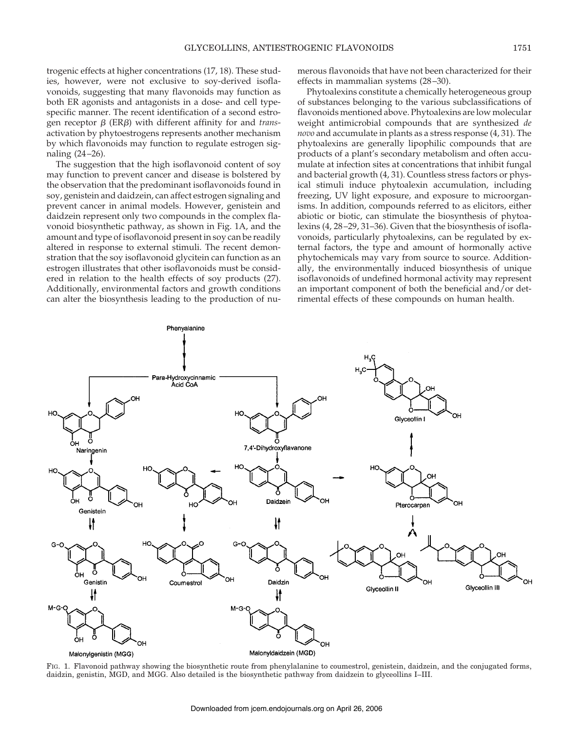trogenic effects at higher concentrations (17, 18). These studies, however, were not exclusive to soy-derived isoflavonoids, suggesting that many flavonoids may function as both ER agonists and antagonists in a dose- and cell type-specific manner. The recent identification of a second estrogen receptor $\beta$ (ER$\beta$) with different affinity for and *trans*-activation by phytoestrogens represents another mechanism by which flavonoids may function to regulate estrogen signaling (24–26).

The suggestion that the high isoflavonoid content of soy may function to prevent cancer and disease is bolstered by the observation that the predominant isoflavonoids found in soy, genistein and daidzein, can affect estrogen signaling and prevent cancer in animal models. However, genistein and daidzein represent only two compounds in the complex flavonoid biosynthetic pathway, as shown in Fig. 1A, and the amount and type of isoflavonoid present in soy can be readily altered in response to external stimuli. The recent demonstration that the soy isoflavonoid glycitein can function as an estrogen illustrates that other isoflavonoids must be considered in relation to the health effects of soy products (27). Additionally, environmental factors and growth conditions can alter the biosynthesis leading to the production of numerous flavonoids that have not been characterized for their effects in mammalian systems (28–30).

Phytoalexins constitute a chemically heterogeneous group of substances belonging to the various subclassifications of flavonoids mentioned above. Phytoalexins are low molecular weight antimicrobial compounds that are synthesized *de novo* and accumulate in plants as a stress response (4, 31). The phytoalexins are generally lipophilic compounds that are products of a plant's secondary metabolism and often accumulate at infection sites at concentrations that inhibit fungal and bacterial growth (4, 31). Countless stress factors or physical stimuli induce phytoalexin accumulation, including freezing, UV light exposure, and exposure to microorganisms. In addition, compounds referred to as elicitors, either abiotic or biotic, can stimulate the biosynthesis of phytoalexins (4, 28–29, 31–36). Given that the biosynthesis of isoflavonoids, particularly phytoalexins, can be regulated by external factors, the type and amount of hormonally active phytochemicals may vary from source to source. Additionally, the environmentally induced biosynthesis of unique isoflavonoids of undefined hormonal activity may represent an important component of both the beneficial and/or detrimental effects of these compounds on human health.

FIG. 1. Flavonoid pathway showing the biosynthetic route from phenylalanine to coumestrol, genistein, daidzein, and the conjugated forms, daidzin, genistin, MGD, and MGG. Also detailed is the biosynthetic pathway from daidzein to glyceollins I–III.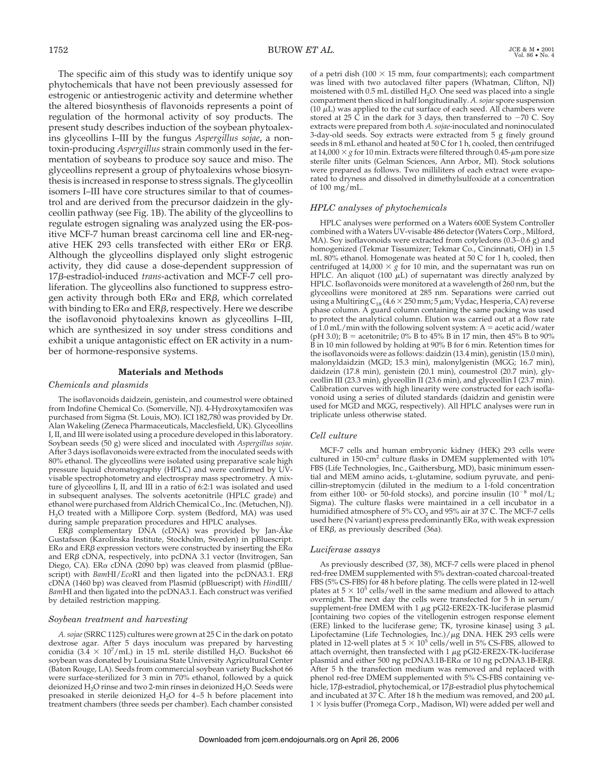The specific aim of this study was to identify unique soy phytochemicals that have not been previously assessed for estrogenic or antiestrogenic activity and determine whether the altered biosynthesis of flavonoids represents a point of regulation of the hormonal activity of soy products. The present study describes induction of the soybean phytoalexins glyceollins I–III by the fungus *Aspergillus sojae*, a non-toxin-producing *Aspergillus* strain commonly used in the fermentation of soybeans to produce soy sauce and miso. The glyceollins represent a group of phytoalexins whose biosynthesis is increased in response to stress signals. The glyceollin isomers I–III have core structures similar to that of coumestrol and are derived from the precursor daidzein in the glyceollin pathway (see Fig. 1B). The ability of the glyceollins to regulate estrogen signaling was analyzed using the ER-positive MCF-7 human breast carcinoma cell line and ER-negative HEK 293 cells transfected with either ER$\alpha$ or ER$\beta$. Although the glyceollins displayed only slight estrogenic activity, they did cause a dose-dependent suppression of 17$\beta$-estradiol-induced *trans*-activation and MCF-7 cell proliferation. The glyceollins also functioned to suppress estrogen activity through both ER$\alpha$ and ER$\beta$, which correlated with binding to ER$\alpha$ and ER$\beta$, respectively. Here we describe the isoflavonoid phytoalexins known as glyceollins I–III, which are synthesized in soy under stress conditions and exhibit a unique antagonistic effect on ER activity in a number of hormone-responsive systems.

## Materials and Methods

### *Chemicals and plasmids*

The isoflavonoids daidzein, genistein, and coumestrol were obtained from Indofine Chemical Co. (Somerville, NJ). 4-Hydroxytamoxifen was purchased from Sigma (St. Louis, MO). ICI 182,780 was provided by Dr. Alan Wakeling (Zeneca Pharmaceuticals, Macclesfield, UK). Glyceollins I, II, and III were isolated using a procedure developed in this laboratory. Soybean seeds (50 g) were sliced and inoculated with *Aspergillus sojae*. After 3 days isoflavonoids were extracted from the inoculated seeds with 80% ethanol. The glyceollins were isolated using preparative scale high pressure liquid chromatography (HPLC) and were confirmed by UV-visable spectrophotometry and electrospray mass spectrometry. A mixture of glyceollins I, II, and III in a ratio of 6:2:1 was isolated and used in subsequent analyses. The solvents acetonitrile (HPLC grade) and ethanol were purchased from Aldrich Chemical Co., Inc. (Metuchen, NJ). $H_2O$ treated with a Millipore Corp. system (Bedford, MA) was used during sample preparation procedures and HPLC analyses.

ER$\beta$ complementary DNA (cDNA) was provided by Jan-Åke Gustafsson (Karolinska Institute, Stockholm, Sweden) in pBluescript. ER$\alpha$ and ER$\beta$ expression vectors were constructed by inserting the ER$\alpha$ and ER$\beta$ cDNA, respectively, into pcDNA 3.1 vector (Invitrogen, San Diego, CA). ER$\alpha$ cDNA (2090 bp) was cleaved from plasmid (pBluescript) with *Bam*HI/*Eco*RI and then ligated into the pcDNA3.1. ER$\beta$ cDNA (1460 bp) was cleaved from Plasmid (pBluescript) with *Hin*dIII/*Bam*HI and then ligated into the pcDNA3.1. Each construct was verified by detailed restriction mapping.

### *Soybean treatment and harvesting*

*A. sojae* (SRRC 1125) cultures were grown at 25 C in the dark on potato dextrose agar. After 5 days inoculum was prepared by harvesting conidia ($3.4 \times 10^7$/mL) in 15 mL sterile distilled $H_2O$. Buckshot 66 soybean was donated by Louisiana State University Agricultural Center (Baton Rouge, LA). Seeds from commercial soybean variety Buckshot 66 were surface-sterilized for 3 min in 70% ethanol, followed by a quick deionized $H_2O$ rinse and two 2-min rinses in deionized $H_2O$. Seeds were presoaked in sterile deionized $H_2O$ for 4–5 h before placement into treatment chambers (three seeds per chamber). Each chamber consisted of a petri dish (100 × 15 mm, four compartments); each compartment was lined with two autoclaved filter papers (Whatman, Clifton, NJ) moistened with 0.5 mL distilled $H_2O$. One seed was placed into a single compartment then sliced in half longitudinally. *A. sojae* spore suspension (10 $\mu$L) was applied to the cut surface of each seed. All chambers were stored at 25 C in the dark for 3 days, then transferred to −70 C. Soy extracts were prepared from both *A. sojae*-inoculated and noninoculated 3-day-old seeds. Soy extracts were extracted from 5 g finely ground seeds in 8 mL ethanol and heated at 50 C for 1 h, cooled, then centrifuged at 14,000 × *g* for 10 min. Extracts were filtered through 0.45-$\mu$m pore size sterile filter units (Gelman Sciences, Ann Arbor, MI). Stock solutions were prepared as follows. Two milliliters of each extract were evaporated to dryness and dissolved in dimethylsulfoxide at a concentration of 100 mg/mL.

### *HPLC analyses of phytochemicals*

HPLC analyses were performed on a Waters 600E System Controller combined with a Waters UV-visable 486 detector (Waters Corp., Milford, MA). Soy isoflavonoids were extracted from cotyledons (0.3–0.6 g) and homogenized (Tekmar Tissumizer; Tekmar Co., Cincinnati, OH) in 1.5 mL 80% ethanol. Homogenate was heated at 50 C for 1 h, cooled, then centrifuged at 14,000 × *g* for 10 min, and the supernatant was run on HPLC. An aliquot (100 $\mu$L) of supernatant was directly analyzed by HPLC. Isoflavonoids were monitored at a wavelength of 260 nm, but the glyceollins were monitored at 285 nm. Separations were carried out using a Multiring $C_{18}$ (4.6 × 250 mm; 5 $\mu$m; Vydac, Hesperia, CA) reverse phase column. A guard column containing the same packing was used to protect the analytical column. Elution was carried out at a flow rate of 1.0 mL/min with the following solvent system: A = acetic acid/water (pH 3.0); B = acetonitrile; 0% B to 45% B in 17 min, then 45% B to 90% B in 10 min followed by holding at 90% B for 6 min. Retention times for the isoflavonoids were as follows: daidzin (13.4 min), genistin (15.0 min), malonyldaidzin (MGD; 15.3 min), malonylgenistin (MGG; 16.7 min), daidzein (17.8 min), genistein (20.1 min), coumestrol (20.7 min), glyceollin III (23.3 min), glyceollin II (23.6 min), and glyceollin I (23.7 min). Calibration curves with high linearity were constructed for each isoflavonoid using a series of diluted standards (daidzin and genistin were used for MGD and MGG, respectively). All HPLC analyses were run in triplicate unless otherwise stated.

### *Cell culture*

MCF-7 cells and human embryonic kidney (HEK) 293 cells were cultured in 150-$cm^2$ culture flasks in DMEM supplemented with 10% FBS (Life Technologies, Inc., Gaithersburg, MD), basic minimum essential and MEM amino acids, L-glutamine, sodium pyruvate, and penicillin-streptomycin (diluted in the medium to a 1-fold concentration from either 100- or 50-fold stocks), and porcine insulin ($10^{-8}$ mol/L; Sigma). The culture flasks were maintained in a cell incubator in a humidified atmosphere of 5% $CO_2$ and 95% air at 37 C. The MCF-7 cells used here (N variant) express predominantly ER$\alpha$, with weak expression of ER$\beta$, as previously described (36a).

### *Luciferase assays*

As previously described (37, 38), MCF-7 cells were placed in phenol red-free DMEM supplemented with 5% dextran-coated charcoal-treated FBS (5% CS-FBS) for 48 h before plating. The cells were plated in 12-well plates at $5 \times 10^5$ cells/well in the same medium and allowed to attach overnight. The next day the cells were transfected for 5 h in serum/supplement-free DMEM with 1 $\mu$g pGl2-ERE2X-TK-luciferase plasmid [containing two copies of the vitellogenin estrogen response element (ERE) linked to the luciferase gene; TK, tyrosine kinase] using 3 $\mu$L Lipofectamine (Life Technologies, Inc.)/$\mu$g DNA. HEK 293 cells were plated in 12-well plates at $5 \times 10^5$ cells/well in 5% CS-FBS, allowed to attach overnight, then transfected with 1 $\mu$g pGl2-ERE2X-TK-luciferase plasmid and either 500 ng pcDNA3.1B-ER$\alpha$ or 10 ng pcDNA3.1B-ER$\beta$. After 5 h the transfection medium was removed and replaced with phenol red-free DMEM supplemented with 5% CS-FBS containing vehicle, 17$\beta$-estradiol, phytochemical, or 17$\beta$-estradiol plus phytochemical and incubated at 37 C. After 18 h the medium was removed, and 200 $\mu$L 1 × lysis buffer (Promega Corp., Madison, WI) were added per well and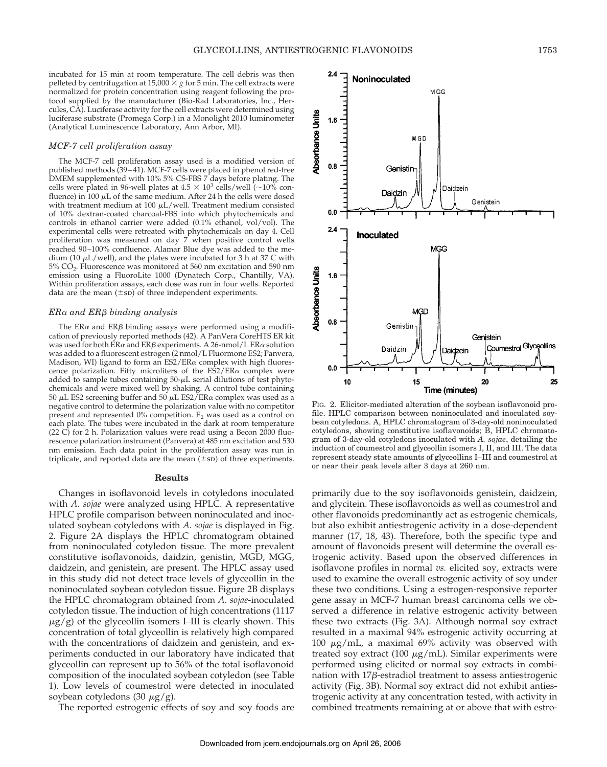incubated for 15 min at room temperature. The cell debris was then pelleted by centrifugation at $15{,}000 \times g$ for 5 min. The cell extracts were normalized for protein concentration using reagent following the protocol supplied by the manufacturer (Bio-Rad Laboratories, Inc., Hercules, CA). Luciferase activity for the cell extracts were determined using luciferase substrate (Promega Corp.) in a Monolight 2010 luminometer (Analytical Luminescence Laboratory, Ann Arbor, MI).

### *MCF-7 cell proliferation assay*

The MCF-7 cell proliferation assay used is a modified version of published methods (39–41). MCF-7 cells were placed in phenol red-free DMEM supplemented with 10% 5% CS-FBS 7 days before plating. The cells were plated in 96-well plates at $4.5 \times 10^3$ cells/well (~10% confluence) in 100 $\mu$L of the same medium. After 24 h the cells were dosed with treatment medium at 100 $\mu$L/well. Treatment medium consisted of 10% dextran-coated charcoal-FBS into which phytochemicals and controls in ethanol carrier were added (0.1% ethanol, vol/vol). The experimental cells were retreated with phytochemicals on day 4. Cell proliferation was measured on day 7 when positive control wells reached 90–100% confluence. Alamar Blue dye was added to the medium (10 $\mu$L/well), and the plates were incubated for 3 h at 37 C with 5% $CO_2$. Fluorescence was monitored at 560 nm excitation and 590 nm emission using a FluoroLite 1000 (Dynatech Corp., Chantilly, VA). Within proliferation assays, each dose was run in four wells. Reported data are the mean (±SD) of three independent experiments.

### *ERα and ERβ binding analysis*

The ERα and ERβ binding assays were performed using a modification of previously reported methods (42). A PanVera CoreHTS ER kit was used for both ERα and ERβ experiments. A 26-nmol/L ERα solution was added to a fluorescent estrogen (2 nmol/L Fluormone ES2; Panvera, Madison, WI) ligand to form an ES2/ERα complex with high fluorescence polarization. Fifty microliters of the ES2/ERα complex were added to sample tubes containing 50-$\mu$L serial dilutions of test phytochemicals and were mixed well by shaking. A control tube containing 50 $\mu$L ES2 screening buffer and 50 $\mu$L ES2/ERα complex was used as a negative control to determine the polarization value with no competitor present and represented 0% competition. $E_2$ was used as a control on each plate. The tubes were incubated in the dark at room temperature (22 C) for 2 h. Polarization values were read using a Becon 2000 fluorescence polarization instrument (Panvera) at 485 nm excitation and 530 nm emission. Each data point in the proliferation assay was run in triplicate, and reported data are the mean (±SD) of three experiments.

## Results

Changes in isoflavonoid levels in cotyledons inoculated with *A. sojae* were analyzed using HPLC. A representative HPLC profile comparison between noninoculated and inoculated soybean cotyledons with *A. sojae* is displayed in Fig. 2. Figure 2A displays the HPLC chromatogram obtained from noninoculated cotyledon tissue. The more prevalent constitutive isoflavonoids, daidzin, genistin, MGD, MGG, daidzein, and genistein, are present. The HPLC assay used in this study did not detect trace levels of glyceollin in the noninoculated soybean cotyledon tissue. Figure 2B displays the HPLC chromatogram obtained from *A. sojae*-inoculated cotyledon tissue. The induction of high concentrations (1117 $\mu$g/g) of the glyceollin isomers I–III is clearly shown. This concentration of total glyceollin is relatively high compared with the concentrations of daidzein and genistein, and experiments conducted in our laboratory have indicated that glyceollin can represent up to 56% of the total isoflavonoid composition of the inoculated soybean cotyledon (see Table 1). Low levels of coumestrol were detected in inoculated soybean cotyledons (30 $\mu$g/g).

The reported estrogenic effects of soy and soy foods are primarily due to the soy isoflavonoids genistein, daidzein, and glycitein. These isoflavonoids as well as coumestrol and other flavonoids predominantly act as estrogenic chemicals, but also exhibit antiestrogenic activity in a dose-dependent manner (17, 18, 43). Therefore, both the specific type and amount of flavonoids present will determine the overall estrogenic activity. Based upon the observed differences in isoflavone profiles in normal *vs.* elicited soy, extracts were used to examine the overall estrogenic activity of soy under these two conditions. Using a estrogen-responsive reporter gene assay in MCF-7 human breast carcinoma cells we observed a difference in relative estrogenic activity between these two extracts (Fig. 3A). Although normal soy extract resulted in a maximal 94% estrogenic activity occurring at 100 $\mu$g/mL, a maximal 69% activity was observed with treated soy extract (100 $\mu$g/mL). Similar experiments were performed using elicited or normal soy extracts in combination with 17β-estradiol treatment to assess antiestrogenic activity (Fig. 3B). Normal soy extract did not exhibit antiestrogenic activity at any concentration tested, with activity in combined treatments remaining at or above that with estro-

FIG. 2. Elicitor-mediated alteration of the soybean isoflavonoid profile. HPLC comparison between noninoculated and inoculated soybean cotyledons. A, HPLC chromatogram of 3-day-old noninoculated cotyledons, showing constitutive isoflavonoids; B, HPLC chromatogram of 3-day-old cotyledons inoculated with *A. sojae*, detailing the induction of coumestrol and glyceollin isomers I, II, and III. The data represent steady state amounts of glyceollins I–III and coumestrol at or near their peak levels after 3 days at 260 nm.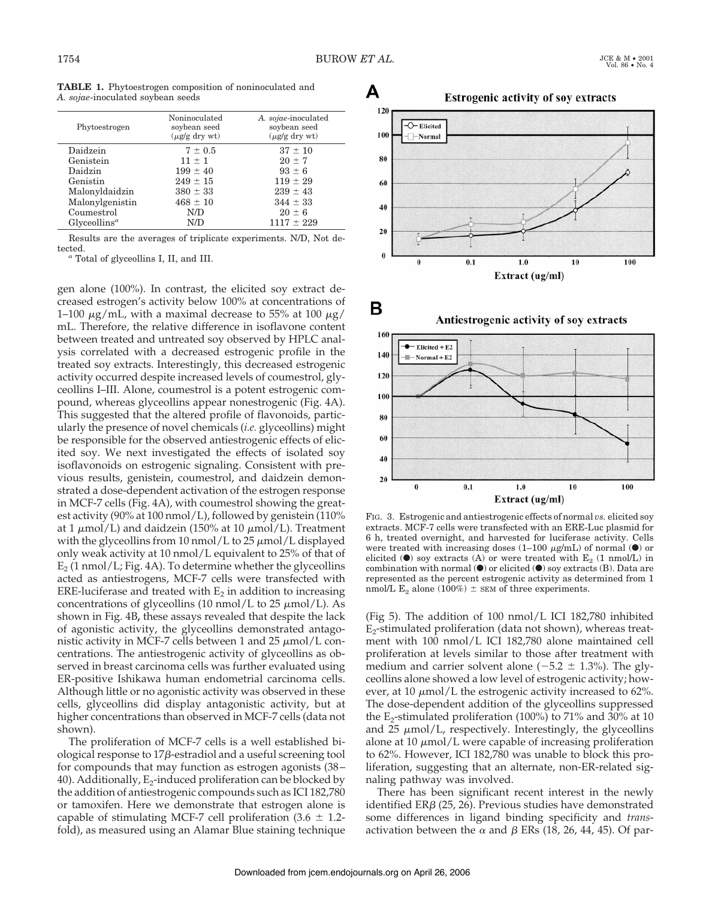**TABLE 1.** Phytoestrogen composition of noninoculated and *A. sojae*-inoculated soybean seeds

| Phytoestrogen | Noninoculated soybean seed (μg/g dry wt) | *A. sojae*-inoculated soybean seed (μg/g dry wt) |
|---|---|---|
| Daidzein | 7 ± 0.5 | 37 ± 10 |
| Genistein | 11 ± 1 | 20 ± 7 |
| Daidzin | 199 ± 40 | 93 ± 6 |
| Genistin | 249 ± 15 | 119 ± 29 |
| Malonyldaidzin | 380 ± 33 | 239 ± 43 |
| Malonylgenistin | 468 ± 10 | 344 ± 33 |
| Coumestrol | N/D | 20 ± 6 |
| Glyceollins[a] | N/D | 1117 ± 229 |

Results are the averages of triplicate experiments. N/D, Not detected.

[a] Total of glyceollins I, II, and III.

gen alone (100%). In contrast, the elicited soy extract decreased estrogen's activity below 100% at concentrations of 1–100 μg/mL, with a maximal decrease to 55% at 100 μg/mL. Therefore, the relative difference in isoflavone content between treated and untreated soy observed by HPLC analysis correlated with a decreased estrogenic profile in the treated soy extracts. Interestingly, this decreased estrogenic activity occurred despite increased levels of coumestrol, glyceollins I–III. Alone, coumestrol is a potent estrogenic compound, whereas glyceollins appear nonestrogenic (Fig. 4A). This suggested that the altered profile of flavonoids, particularly the presence of novel chemicals (*i.e.* glyceollins) might be responsible for the observed antiestrogenic effects of elicited soy. We next investigated the effects of isolated soy isoflavonoids on estrogenic signaling. Consistent with previous results, genistein, coumestrol, and daidzein demonstrated a dose-dependent activation of the estrogen response in MCF-7 cells (Fig. 4A), with coumestrol showing the greatest activity (90% at 100 nmol/L), followed by genistein (110% at 1 μmol/L) and daidzein (150% at 10 μmol/L). Treatment with the glyceollins from 10 nmol/L to 25 μmol/L displayed only weak activity at 10 nmol/L equivalent to 25% of that of $E_2$ (1 nmol/L; Fig. 4A). To determine whether the glyceollins acted as antiestrogens, MCF-7 cells were transfected with ERE-luciferase and treated with $E_2$ in addition to increasing concentrations of glyceollins (10 nmol/L to 25 μmol/L). As shown in Fig. 4B, these assays revealed that despite the lack of agonistic activity, the glyceollins demonstrated antagonistic activity in MCF-7 cells between 1 and 25 μmol/L concentrations. The antiestrogenic activity of glyceollins as observed in breast carcinoma cells was further evaluated using ER-positive Ishikawa human endometrial carcinoma cells. Although little or no agonistic activity was observed in these cells, glyceollins did display antagonistic activity, but at higher concentrations than observed in MCF-7 cells (data not shown).

The proliferation of MCF-7 cells is a well established biological response to 17β-estradiol and a useful screening tool for compounds that may function as estrogen agonists (38–40). Additionally, $E_2$-induced proliferation can be blocked by the addition of antiestrogenic compounds such as ICI 182,780 or tamoxifen. Here we demonstrate that estrogen alone is capable of stimulating MCF-7 cell proliferation (3.6 ± 1.2-fold), as measured using an Alamar Blue staining technique (Fig 5). The addition of 100 nmol/L ICI 182,780 inhibited $E_2$-stimulated proliferation (data not shown), whereas treatment with 100 nmol/L ICI 182,780 alone maintained cell proliferation at levels similar to those after treatment with medium and carrier solvent alone (−5.2 ± 1.3%). The glyceollins alone showed a low level of estrogenic activity; however, at 10 μmol/L the estrogenic activity increased to 62%. The dose-dependent addition of the glyceollins suppressed the $E_2$-stimulated proliferation (100%) to 71% and 30% at 10 and 25 μmol/L, respectively. Interestingly, the glyceollins alone at 10 μmol/L were capable of increasing proliferation to 62%. However, ICI 182,780 was unable to block this proliferation, suggesting that an alternate, non-ER-related signaling pathway was involved.

There has been significant recent interest in the newly identified ERβ (25, 26). Previous studies have demonstrated some differences in ligand binding specificity and *trans*-activation between the α and β ERs (18, 26, 44, 45). Of par-

FIG. 3. Estrogenic and antiestrogenic effects of normal *vs.* elicited soy extracts. MCF-7 cells were transfected with an ERE-Luc plasmid for 6 h, treated overnight, and harvested for luciferase activity. Cells were treated with increasing doses (1–100 μg/mL) of normal (●) or elicited (●) soy extracts (A) or were treated with $E_2$ (1 nmol/L) in combination with normal (●) or elicited (●) soy extracts (B). Data are represented as the percent estrogenic activity as determined from 1 nmol/L $E_2$ alone (100%) ± SEM of three experiments.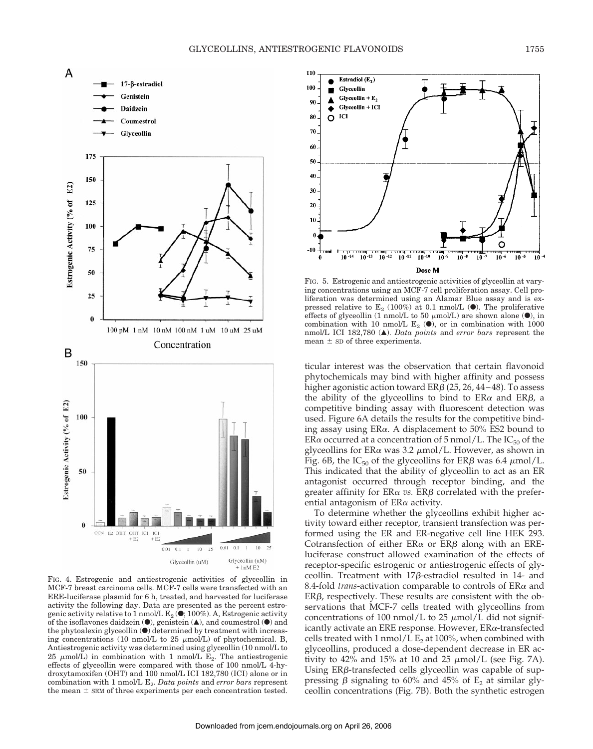FIG. 4. Estrogenic and antiestrogenic activities of glyceollin in MCF-7 breast carcinoma cells. MCF-7 cells were transfected with an ERE-luciferase plasmid for 6 h, treated, and harvested for luciferase activity the following day. Data are presented as the percent estrogenic activity relative to 1 nmol/L $E_2$ (●; 100%). A, Estrogenic activity of the isoflavones daidzein (●), genistein (▲), and coumestrol (●) and the phytoalexin glyceollin (●) determined by treatment with increasing concentrations (10 nmol/L to 25 μmol/L) of phytochemical. B, Antiestrogenic activity was determined using glyceollin (10 nmol/L to 25 μmol/L) in combination with 1 nmol/L $E_2$. The antiestrogenic effects of glyceollin were compared with those of 100 nmol/L 4-hydroxytamoxifen (OHT) and 100 nmol/L ICI 182,780 (ICI) alone or in combination with 1 nmol/L $E_2$. *Data points* and *error bars* represent the mean ± SEM of three experiments per each concentration tested.

FIG. 5. Estrogenic and antiestrogenic activities of glyceollin at varying concentrations using an MCF-7 cell proliferation assay. Cell proliferation was determined using an Alamar Blue assay and is expressed relative to $E_2$ (100%) at 0.1 nmol/L (●). The proliferative effects of glyceollin (1 nmol/L to 50 μmol/L) are shown alone (●), in combination with 10 nmol/L $E_2$ (●), or in combination with 1000 nmol/L ICI 182,780 (▲). *Data points* and *error bars* represent the mean ± SD of three experiments.

ticular interest was the observation that certain flavonoid phytochemicals may bind with higher affinity and possess higher agonistic action toward ERβ (25, 26, 44–48). To assess the ability of the glyceollins to bind to ERα and ERβ, a competitive binding assay with fluorescent detection was used. Figure 6A details the results for the competitive binding assay using ERα. A displacement to 50% ES2 bound to ERα occurred at a concentration of 5 nmol/L. The $IC_{50}$ of the glyceollins for ERα was 3.2 μmol/L. However, as shown in Fig. 6B, the $IC_{50}$ of the glyceollins for ERβ was 6.4 μmol/L. This indicated that the ability of glyceollin to act as an ER antagonist occurred through receptor binding, and the greater affinity for ERα *vs.* ERβ correlated with the preferential antagonism of ERα activity.

To determine whether the glyceollins exhibit higher activity toward either receptor, transient transfection was performed using the ER and ER-negative cell line HEK 293. Cotransfection of either ERα or ERβ along with an ERE-luciferase construct allowed examination of the effects of receptor-specific estrogenic or antiestrogenic effects of glyceollin. Treatment with 17β-estradiol resulted in 14- and 8.4-fold *trans*-activation comparable to controls of ERα and ERβ, respectively. These results are consistent with the observations that MCF-7 cells treated with glyceollins from concentrations of 100 nmol/L to 25 μmol/L did not significantly activate an ERE response. However, ERα-transfected cells treated with 1 nmol/L $E_2$ at 100%, when combined with glyceollins, produced a dose-dependent decrease in ER activity to 42% and 15% at 10 and 25 μmol/L (see Fig. 7A). Using ERβ-transfected cells glyceollin was capable of suppressing β signaling to 60% and 45% of $E_2$ at similar glyceollin concentrations (Fig. 7B). Both the synthetic estrogen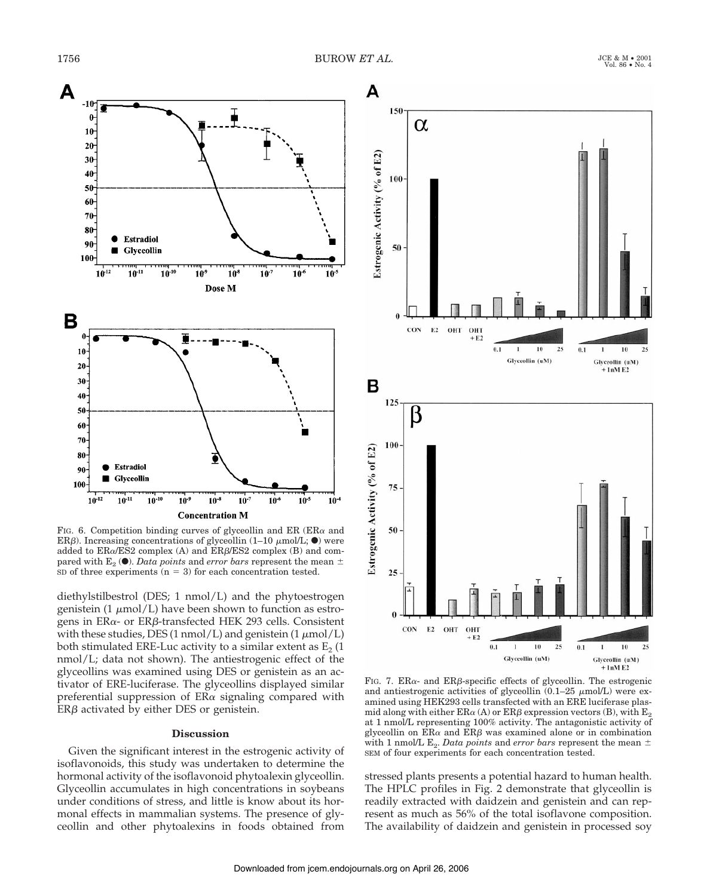FIG. 6. Competition binding curves of glyceollin and ER (ERα and ERβ). Increasing concentrations of glyceollin (1–10 μmol/L; ●) were added to ERα/ES2 complex (A) and ERβ/ES2 complex (B) and compared with $E_2$ (●). *Data points* and *error bars* represent the mean ± SD of three experiments (n = 3) for each concentration tested.

diethylstilbestrol (DES; 1 nmol/L) and the phytoestrogen genistein (1 μmol/L) have been shown to function as estrogens in ERα- or ERβ-transfected HEK 293 cells. Consistent with these studies, DES (1 nmol/L) and genistein (1 μmol/L) both stimulated ERE-Luc activity to a similar extent as $E_2$ (1 nmol/L; data not shown). The antiestrogenic effect of the glyceollins was examined using DES or genistein as an activator of ERE-luciferase. The glyceollins displayed similar preferential suppression of ERα signaling compared with ERβ activated by either DES or genistein.

## Discussion

Given the significant interest in the estrogenic activity of isoflavonoids, this study was undertaken to determine the hormonal activity of the isoflavonoid phytoalexin glyceollin. Glyceollin accumulates in high concentrations in soybeans under conditions of stress, and little is know about its hormonal effects in mammalian systems. The presence of glyceollin and other phytoalexins in foods obtained from stressed plants presents a potential hazard to human health. The HPLC profiles in Fig. 2 demonstrate that glyceollin is readily extracted with daidzein and genistein and can represent as much as 56% of the total isoflavone composition. The availability of daidzein and genistein in processed soy

FIG. 7. ERα- and ERβ-specific effects of glyceollin. The estrogenic and antiestrogenic activities of glyceollin (0.1–25 μmol/L) were examined using HEK293 cells transfected with an ERE luciferase plasmid along with either ERα (A) or ERβ expression vectors (B), with $E_2$ at 1 nmol/L representing 100% activity. The antagonistic activity of glyceollin on ERα and ERβ was examined alone or in combination with 1 nmol/L $E_2$. *Data points* and *error bars* represent the mean ± SEM of four experiments for each concentration tested.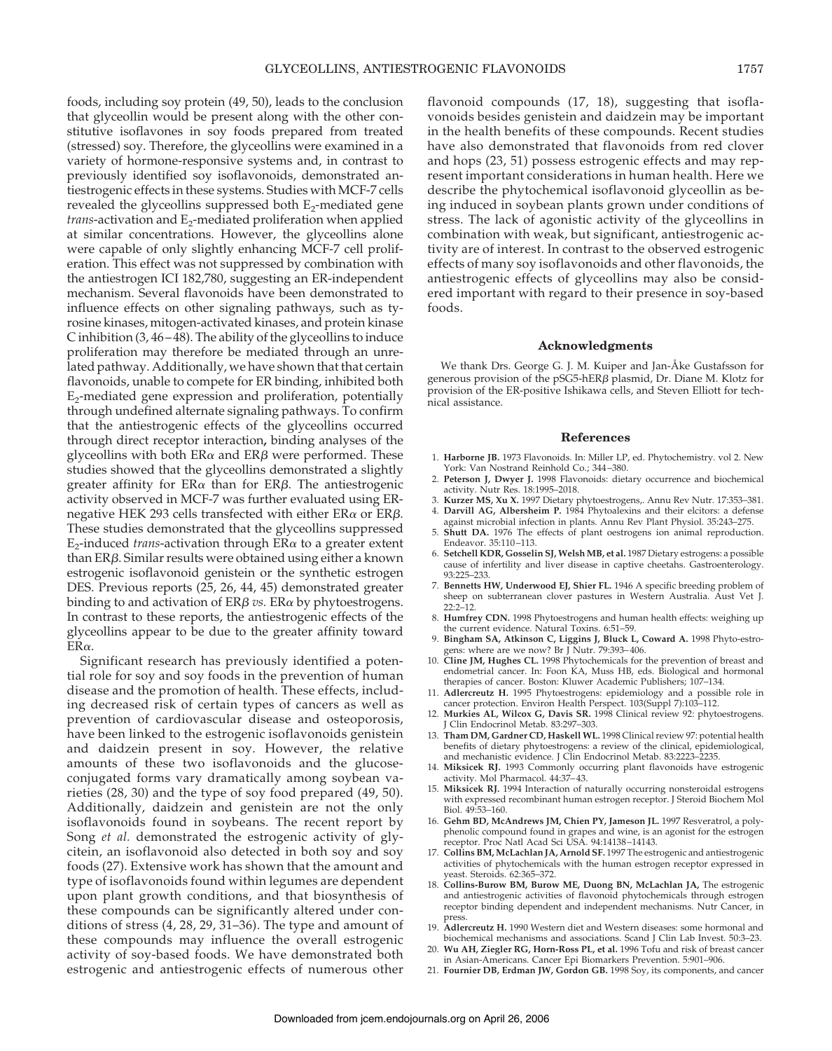foods, including soy protein (49, 50), leads to the conclusion that glyceollin would be present along with the other constitutive isoflavones in soy foods prepared from treated (stressed) soy. Therefore, the glyceollins were examined in a variety of hormone-responsive systems and, in contrast to previously identified soy isoflavonoids, demonstrated antiestrogenic effects in these systems. Studies with MCF-7 cells revealed the glyceollins suppressed both $E_2$-mediated gene *trans*-activation and $E_2$-mediated proliferation when applied at similar concentrations. However, the glyceollins alone were capable of only slightly enhancing MCF-7 cell proliferation. This effect was not suppressed by combination with the antiestrogen ICI 182,780, suggesting an ER-independent mechanism. Several flavonoids have been demonstrated to influence effects on other signaling pathways, such as tyrosine kinases, mitogen-activated kinases, and protein kinase C inhibition (3, 46–48). The ability of the glyceollins to induce proliferation may therefore be mediated through an unrelated pathway. Additionally, we have shown that that certain flavonoids, unable to compete for ER binding, inhibited both $E_2$-mediated gene expression and proliferation, potentially through undefined alternate signaling pathways. To confirm that the antiestrogenic effects of the glyceollins occurred through direct receptor interaction**,** binding analyses of the glyceollins with both ER$\alpha$ and ER$\beta$ were performed. These studies showed that the glyceollins demonstrated a slightly greater affinity for ER$\alpha$ than for ER$\beta$. The antiestrogenic activity observed in MCF-7 was further evaluated using ER-negative HEK 293 cells transfected with either ER$\alpha$ or ER$\beta$. These studies demonstrated that the glyceollins suppressed $E_2$-induced *trans*-activation through ER$\alpha$ to a greater extent than ER$\beta$. Similar results were obtained using either a known estrogenic isoflavonoid genistein or the synthetic estrogen DES. Previous reports (25, 26, 44, 45) demonstrated greater binding to and activation of ER$\beta$ *vs.* ER$\alpha$ by phytoestrogens. In contrast to these reports, the antiestrogenic effects of the glyceollins appear to be due to the greater affinity toward ER$\alpha$.

Significant research has previously identified a potential role for soy and soy foods in the prevention of human disease and the promotion of health. These effects, including decreased risk of certain types of cancers as well as prevention of cardiovascular disease and osteoporosis, have been linked to the estrogenic isoflavonoids genistein and daidzein present in soy. However, the relative amounts of these two isoflavonoids and the glucose-conjugated forms vary dramatically among soybean varieties (28, 30) and the type of soy food prepared (49, 50). Additionally, daidzein and genistein are not the only isoflavonoids found in soybeans. The recent report by Song *et al.* demonstrated the estrogenic activity of glycitein, an isoflavonoid also detected in both soy and soy foods (27). Extensive work has shown that the amount and type of isoflavonoids found within legumes are dependent upon plant growth conditions, and that biosynthesis of these compounds can be significantly altered under conditions of stress (4, 28, 29, 31–36). The type and amount of these compounds may influence the overall estrogenic activity of soy-based foods. We have demonstrated both estrogenic and antiestrogenic effects of numerous other flavonoid compounds (17, 18), suggesting that isoflavonoids besides genistein and daidzein may be important in the health benefits of these compounds. Recent studies have also demonstrated that flavonoids from red clover and hops (23, 51) possess estrogenic effects and may represent important considerations in human health. Here we describe the phytochemical isoflavonoid glyceollin as being induced in soybean plants grown under conditions of stress. The lack of agonistic activity of the glyceollins in combination with weak, but significant, antiestrogenic activity are of interest. In contrast to the observed estrogenic effects of many soy isoflavonoids and other flavonoids, the antiestrogenic effects of glyceollins may also be considered important with regard to their presence in soy-based foods.

## Acknowledgments

We thank Drs. George G. J. M. Kuiper and Jan-Åke Gustafsson for generous provision of the pSG5-hER$\beta$ plasmid, Dr. Diane M. Klotz for provision of the ER-positive Ishikawa cells, and Steven Elliott for technical assistance.

## References

1. **Harborne JB.** 1973 Flavonoids. In: Miller LP, ed. Phytochemistry. vol 2. New York: Van Nostrand Reinhold Co.; 344–380.
2. **Peterson J, Dwyer J.** 1998 Flavonoids: dietary occurrence and biochemical activity. Nutr Res. 18:1995–2018.
3. **Kurzer MS, Xu X.** 1997 Dietary phytoestrogens,. Annu Rev Nutr. 17:353–381.
4. **Darvill AG, Albersheim P.** 1984 Phytoalexins and their elcitors: a defense against microbial infection in plants. Annu Rev Plant Physiol. 35:243–275.
5. **Shutt DA.** 1976 The effects of plant oestrogens ion animal reproduction. Endeavor. 35:110–113.
6. **Setchell KDR, Gosselin SJ, Welsh MB, et al.** 1987 Dietary estrogens: a possible cause of infertility and liver disease in captive cheetahs. Gastroenterology. 93:225–233.
7. **Bennetts HW, Underwood EJ, Shier FL.** 1946 A specific breeding problem of sheep on subterranean clover pastures in Western Australia. Aust Vet J. 22:2–12.
8. **Humfrey CDN.** 1998 Phytoestrogens and human health effects: weighing up the current evidence. Natural Toxins. 6:51–59.
9. **Bingham SA, Atkinson C, Liggins J, Bluck L, Coward A.** 1998 Phyto-estrogens: where are we now? Br J Nutr. 79:393–406.
10. **Cline JM, Hughes CL.** 1998 Phytochemicals for the prevention of breast and endometrial cancer. In: Foon KA, Muss HB, eds. Biological and hormonal therapies of cancer. Boston: Kluwer Academic Publishers; 107–134.
11. **Adlercreutz H.** 1995 Phytoestrogens: epidemiology and a possible role in cancer protection. Environ Health Perspect. 103(Suppl 7):103–112.
12. **Murkies AL, Wilcox G, Davis SR.** 1998 Clinical review 92: phytoestrogens. J Clin Endocrinol Metab. 83:297–303.
13. **Tham DM, Gardner CD, Haskell WL.** 1998 Clinical review 97: potential health benefits of dietary phytoestrogens: a review of the clinical, epidemiological, and mechanistic evidence. J Clin Endocrinol Metab. 83:2223–2235.
14. **Miksicek RJ.** 1993 Commonly occurring plant flavonoids have estrogenic activity. Mol Pharmacol. 44:37–43.
15. **Miksicek RJ.** 1994 Interaction of naturally occurring nonsteroidal estrogens with expressed recombinant human estrogen receptor. J Steroid Biochem Mol Biol. 49:53–160.
16. **Gehm BD, McAndrews JM, Chien PY, Jameson JL.** 1997 Resveratrol, a polyphenolic compound found in grapes and wine, is an agonist for the estrogen receptor. Proc Natl Acad Sci USA. 94:14138–14143.
17. **Collins BM, McLachlan JA, Arnold SF.** 1997 The estrogenic and antiestrogenic activities of phytochemicals with the human estrogen receptor expressed in yeast. Steroids. 62:365–372.
18. **Collins-Burow BM, Burow ME, Duong BN, McLachlan JA,** The estrogenic and antiestrogenic activities of flavonoid phytochemicals through estrogen receptor binding dependent and independent mechanisms. Nutr Cancer, in press.
19. **Adlercreutz H.** 1990 Western diet and Western diseases: some hormonal and biochemical mechanisms and associations. Scand J Clin Lab Invest. 50:3–23.
20. **Wu AH, Ziegler RG, Horn-Ross PL, et al.** 1996 Tofu and risk of breast cancer in Asian-Americans. Cancer Epi Biomarkers Prevention. 5:901–906.
21. **Fournier DB, Erdman JW, Gordon GB.** 1998 Soy, its components, and cancer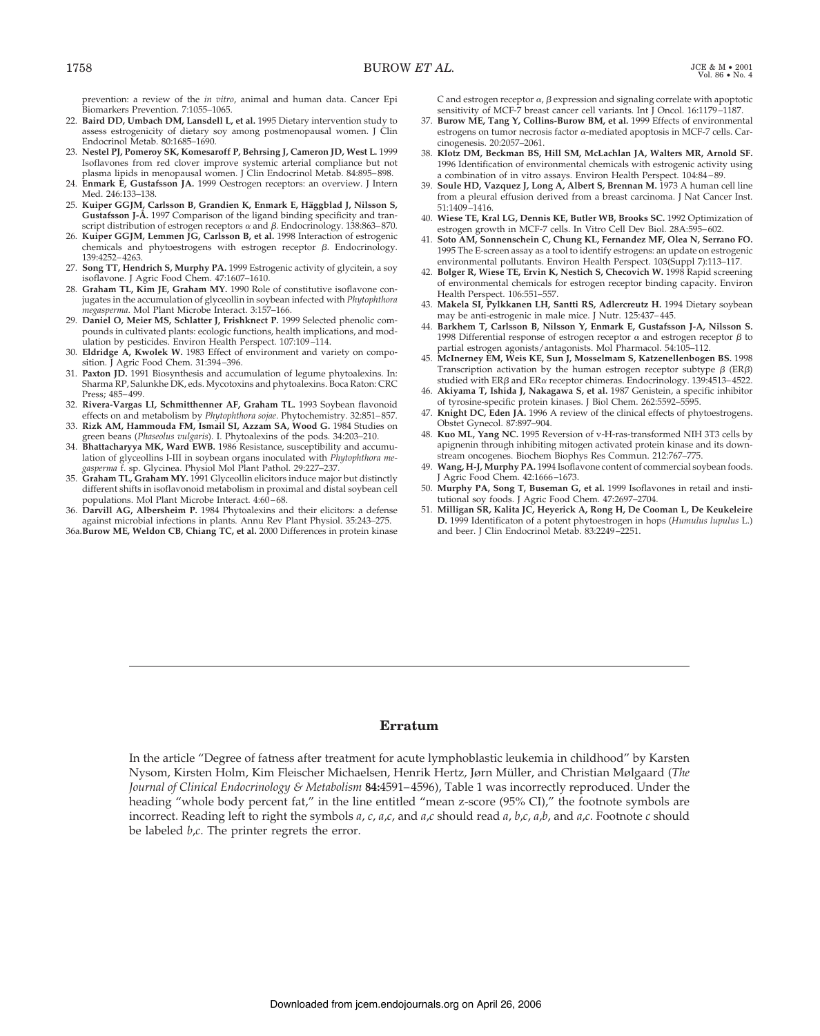prevention: a review of the *in vitro*, animal and human data. Cancer Epi Biomarkers Prevention. 7:1055–1065.

22. **Baird DD, Umbach DM, Lansdell L, et al.** 1995 Dietary intervention study to assess estrogenicity of dietary soy among postmenopausal women. J Clin Endocrinol Metab. 80:1685–1690.
23. **Nestel PJ, Pomeroy SK, Komesaroff P, Behrsing J, Cameron JD, West L.** 1999 Isoflavones from red clover improve systemic arterial compliance but not plasma lipids in menopausal women. J Clin Endocrinol Metab. 84:895–898.
24. **Enmark E, Gustafsson JA.** 1999 Oestrogen receptors: an overview. J Intern Med. 246:133–138.
25. **Kuiper GGJM, Carlsson B, Grandien K, Enmark E, Häggblad J, Nilsson S, Gustafsson J-Å.** 1997 Comparison of the ligand binding specificity and transcript distribution of estrogen receptors $\alpha$ and $\beta$. Endocrinology. 138:863–870.
26. **Kuiper GGJM, Lemmen JG, Carlsson B, et al.** 1998 Interaction of estrogenic chemicals and phytoestrogens with estrogen receptor $\beta$. Endocrinology. 139:4252–4263.
27. **Song TT, Hendrich S, Murphy PA.** 1999 Estrogenic activity of glycitein, a soy isoflavone. J Agric Food Chem. 47:1607–1610.
28. **Graham TL, Kim JE, Graham MY.** 1990 Role of constitutive isoflavone conjugates in the accumulation of glyceollin in soybean infected with *Phytophthora megasperma*. Mol Plant Microbe Interact. 3:157–166.
29. **Daniel O, Meier MS, Schlatter J, Frishknect P.** 1999 Selected phenolic compounds in cultivated plants: ecologic functions, health implications, and modulation by pesticides. Environ Health Perspect. 107:109–114.
30. **Eldridge A, Kwolek W.** 1983 Effect of environment and variety on composition. J Agric Food Chem. 31:394–396.
31. **Paxton JD.** 1991 Biosynthesis and accumulation of legume phytoalexins. In: Sharma RP, Salunkhe DK, eds. Mycotoxins and phytoalexins. Boca Raton: CRC Press; 485–499.
32. **Rivera-Vargas LI, Schmitthenner AF, Graham TL.** 1993 Soybean flavonoid effects on and metabolism by *Phytophthora sojae*. Phytochemistry. 32:851–857.
33. **Rizk AM, Hammouda FM, Ismail SI, Azzam SA, Wood G.** 1984 Studies on green beans (*Phaseolus vulgaris*). I. Phytoalexins of the pods. 34:203–210.
34. **Bhattacharyya MK, Ward EWB.** 1986 Resistance, susceptibility and accumulation of glyceollins I-III in soybean organs inoculated with *Phytophthora megasperma* f. sp. Glycinea. Physiol Mol Plant Pathol. 29:227–237.
35. **Graham TL, Graham MY.** 1991 Glyceollin elicitors induce major but distinctly different shifts in isoflavonoid metabolism in proximal and distal soybean cell populations. Mol Plant Microbe Interact. 4:60–68.
36. **Darvill AG, Albersheim P.** 1984 Phytoalexins and their elicitors: a defense against microbial infections in plants. Annu Rev Plant Physiol. 35:243–275.

36a. **Burow ME, Weldon CB, Chiang TC, et al.** 2000 Differences in protein kinase C and estrogen receptor $\alpha$, $\beta$ expression and signaling correlate with apoptotic sensitivity of MCF-7 breast cancer cell variants. Int J Oncol. 16:1179–1187.

37. **Burow ME, Tang Y, Collins-Burow BM, et al.** 1999 Effects of environmental estrogens on tumor necrosis factor $\alpha$-mediated apoptosis in MCF-7 cells. Carcinogenesis. 20:2057–2061.
38. **Klotz DM, Beckman BS, Hill SM, McLachlan JA, Walters MR, Arnold SF.** 1996 Identification of environmental chemicals with estrogenic activity using a combination of in vitro assays. Environ Health Perspect. 104:84–89.
39. **Soule HD, Vazquez J, Long A, Albert S, Brennan M.** 1973 A human cell line from a pleural effusion derived from a breast carcinoma. J Nat Cancer Inst. 51:1409–1416.
40. **Wiese TE, Kral LG, Dennis KE, Butler WB, Brooks SC.** 1992 Optimization of estrogen growth in MCF-7 cells. In Vitro Cell Dev Biol. 28A:595–602.
41. **Soto AM, Sonnenschein C, Chung KL, Fernandez MF, Olea N, Serrano FO.** 1995 The E-screen assay as a tool to identify estrogens: an update on estrogenic environmental pollutants. Environ Health Perspect. 103(Suppl 7):113–117.
42. **Bolger R, Wiese TE, Ervin K, Nestich S, Checovich W.** 1998 Rapid screening of environmental chemicals for estrogen receptor binding capacity. Environ Health Perspect. 106:551–557.
43. **Makela SI, Pylkkanen LH, Santti RS, Adlercreutz H.** 1994 Dietary soybean may be anti-estrogenic in male mice. J Nutr. 125:437–445.
44. **Barkhem T, Carlsson B, Nilsson Y, Enmark E, Gustafsson J-A, Nilsson S.** 1998 Differential response of estrogen receptor $\alpha$ and estrogen receptor $\beta$ to partial estrogen agonists/antagonists. Mol Pharmacol. 54:105–112.
45. **McInerney EM, Weis KE, Sun J, Mosselmam S, Katzenellenbogen BS.** 1998 Transcription activation by the human estrogen receptor subtype $\beta$ (ER$\beta$) studied with ER$\beta$ and ER$\alpha$ receptor chimeras. Endocrinology. 139:4513–4522.
46. **Akiyama T, Ishida J, Nakagawa S, et al.** 1987 Genistein, a specific inhibitor of tyrosine-specific protein kinases. J Biol Chem. 262:5592–5595.
47. **Knight DC, Eden JA.** 1996 A review of the clinical effects of phytoestrogens. Obstet Gynecol. 87:897–904.
48. **Kuo ML, Yang NC.** 1995 Reversion of v-H-ras-transformed NIH 3T3 cells by apigenin through inhibiting mitogen activated protein kinase and its downstream oncogenes. Biochem Biophys Res Commun. 212:767–775.
49. **Wang, H-J, Murphy PA.** 1994 Isoflavone content of commercial soybean foods. J Agric Food Chem. 42:1666–1673.
50. **Murphy PA, Song T, Buseman G, et al.** 1999 Isoflavones in retail and institutional soy foods. J Agric Food Chem. 47:2697–2704.
51. **Milligan SR, Kalita JC, Heyerick A, Rong H, De Cooman L, De Keukeleire D.** 1999 Identificaton of a potent phytoestrogen in hops (*Humulus lupulus* L.) and beer. J Clin Endocrinol Metab. 83:2249–2251.

## Erratum

In the article "Degree of fatness after treatment for acute lymphoblastic leukemia in childhood" by Karsten Nysom, Kirsten Holm, Kim Fleischer Michaelsen, Henrik Hertz, Jørn Müller, and Christian Mølgaard (*The Journal of Clinical Endocrinology & Metabolism* **84:**4591–4596), Table 1 was incorrectly reproduced. Under the heading "whole body percent fat," in the line entitled "mean z-score (95% CI)," the footnote symbols are incorrect. Reading left to right the symbols *a*, *c*, *a*,*c*, and *a*,*c* should read *a*, *b*,*c*, *a*,*b*, and *a*,*c*. Footnote *c* should be labeled *b*,*c*. The printer regrets the error.